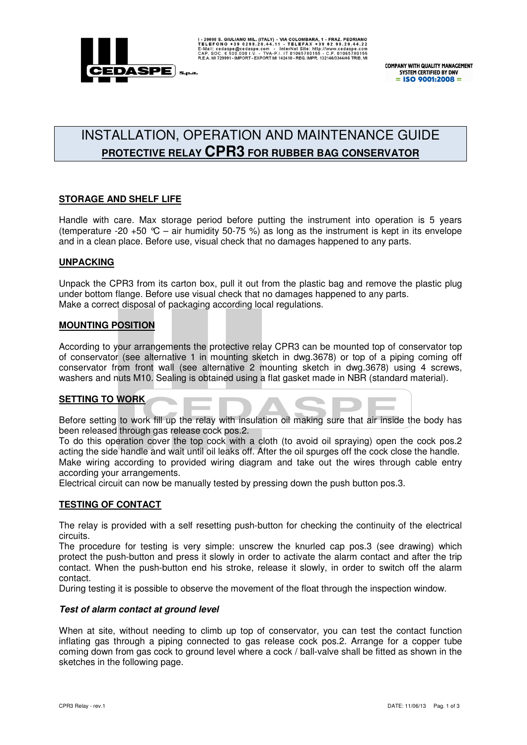I - 20098 S. GIULIANO MIL. (ITALY) - VIA COLOMBARA, 1 - FRAZ. PEDRIANO
TELEFONO +39 0298.20.44.11 - TELEFAX +39 02 98.20.44.22
E-Mail: cedaspe@cedaspe.com - InterNet Site: http://www.cedaspe.com
CAP. SOC. € 500.000 I.V. - TVA-P.I. IT 01065780155 - C.F. 01065780155
R.E.A. MI 729991 - IMPORT - EXPORT MI 142410 - REG. IMPR. 132146/3344/46 TRIB. MI

COMPANY WITH QUALITY MANAGEMENT SYSTEM CERTIFIED BY DNV
= ISO 9001:2008 =

# INSTALLATION, OPERATION AND MAINTENANCE GUIDE

## PROTECTIVE RELAY CPR3 FOR RUBBER BAG CONSERVATOR

### STORAGE AND SHELF LIFE

Handle with care. Max storage period before putting the instrument into operation is 5 years (temperature -20 +50 °C – air humidity 50-75 %) as long as the instrument is kept in its envelope and in a clean place. Before use, visual check that no damages happened to any parts.

### UNPACKING

Unpack the CPR3 from its carton box, pull it out from the plastic bag and remove the plastic plug under bottom flange. Before use visual check that no damages happened to any parts.
Make a correct disposal of packaging according local regulations.

### MOUNTING POSITION

According to your arrangements the protective relay CPR3 can be mounted top of conservator top of conservator (see alternative 1 in mounting sketch in dwg.3678) or top of a piping coming off conservator from front wall (see alternative 2 mounting sketch in dwg.3678) using 4 screws, washers and nuts M10. Sealing is obtained using a flat gasket made in NBR (standard material).

### SETTING TO WORK

Before setting to work fill up the relay with insulation oil making sure that air inside the body has been released through gas release cock pos.2.
To do this operation cover the top cock with a cloth (to avoid oil spraying) open the cock pos.2 acting the side handle and wait until oil leaks off. After the oil spurges off the cock close the handle.
Make wiring according to provided wiring diagram and take out the wires through cable entry according your arrangements.
Electrical circuit can now be manually tested by pressing down the push button pos.3.

### TESTING OF CONTACT

The relay is provided with a self resetting push-button for checking the continuity of the electrical circuits.
The procedure for testing is very simple: unscrew the knurled cap pos.3 (see drawing) which protect the push-button and press it slowly in order to activate the alarm contact and after the trip contact. When the push-button end his stroke, release it slowly, in order to switch off the alarm contact.
During testing it is possible to observe the movement of the float through the inspection window.

#### *Test of alarm contact at ground level*

When at site, without needing to climb up top of conservator, you can test the contact function inflating gas through a piping connected to gas release cock pos.2. Arrange for a copper tube coming down from gas cock to ground level where a cock / ball-valve shall be fitted as shown in the sketches in the following page.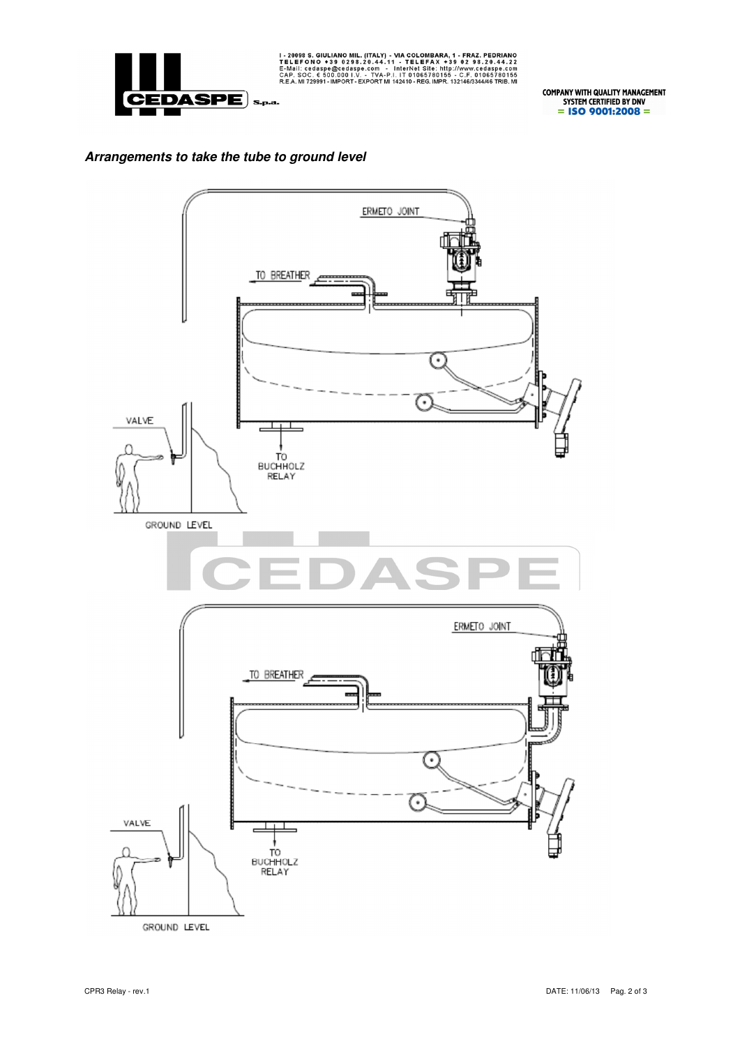***Arrangements to take the tube to ground level***

ERMETO JOINT

TO BREATHER

VALVE

TO BUCHHOLZ RELAY

GROUND LEVEL

ERMETO JOINT

TO BREATHER

VALVE

TO BUCHHOLZ RELAY

GROUND LEVEL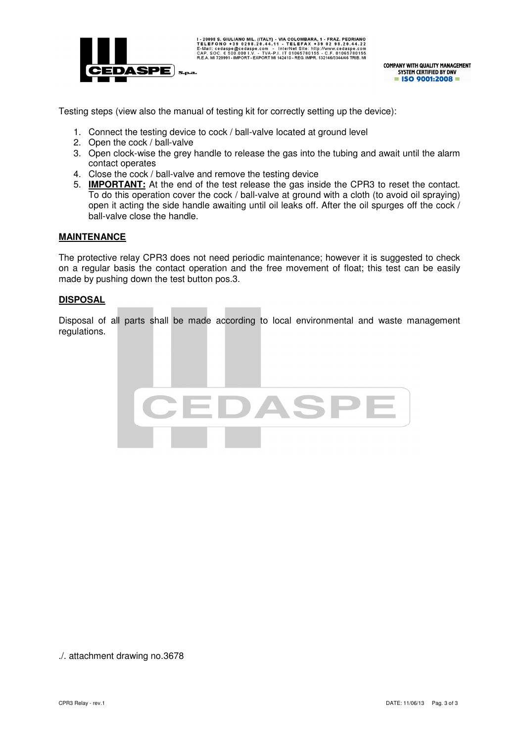Testing steps (view also the manual of testing kit for correctly setting up the device):

1. Connect the testing device to cock / ball-valve located at ground level
2. Open the cock / ball-valve
3. Open clock-wise the grey handle to release the gas into the tubing and await until the alarm contact operates
4. Close the cock / ball-valve and remove the testing device
5. **IMPORTANT:** At the end of the test release the gas inside the CPR3 to reset the contact. To do this operation cover the cock / ball-valve at ground with a cloth (to avoid oil spraying) open it acting the side handle awaiting until oil leaks off. After the oil spurges off the cock / ball-valve close the handle.

## MAINTENANCE

The protective relay CPR3 does not need periodic maintenance; however it is suggested to check on a regular basis the contact operation and the free movement of float; this test can be easily made by pushing down the test button pos.3.

## DISPOSAL

Disposal of all parts shall be made according to local environmental and waste management regulations.

./. attachment drawing no.3678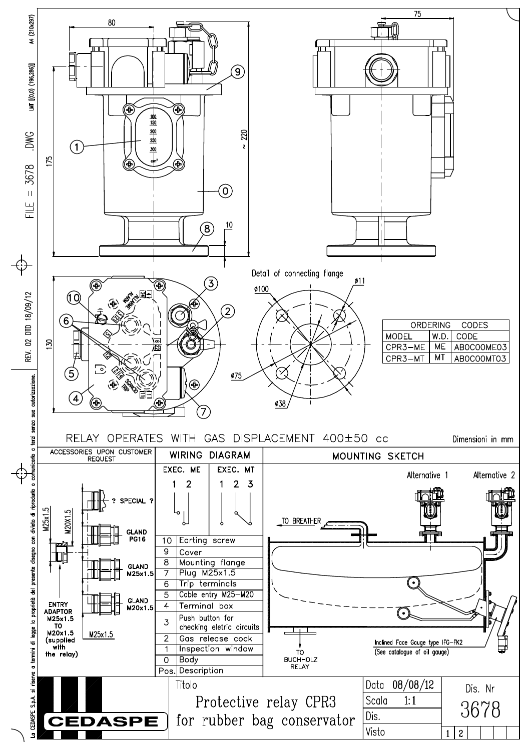RELAY OPERATES WITH GAS DISPLACEMENT 400±50 cc

Dimensioni in mm

Detail of connecting flange

ø100 ø11 ø75 ø38

| ORDERING CODES | | |
|---|---|---|
| MODEL | W.D. | CODE |
| CPR3–ME | ME | AB0C00ME03 |
| CPR3–MT | MT | AB0C00MT03 |

80 75 175 ≈ 220 10 130

## ACCESSORIES UPON CUSTOMER REQUEST

? SPECIAL ?

GLAND PG16

GLAND M25x1.5

GLAND M20x1.5

M25x1.5 M20X1.5

ENTRY ADAPTOR M25x1.5 TO M20x1.5 (supplied with the relay)

M25x1.5

## WIRING DIAGRAM

EXEC. ME: 1 2

EXEC. MT: 1 2 3

| Pos. | Description |
|---|---|
| 10 | Earting screw |
| 9 | Cover |
| 8 | Mounting flange |
| 7 | Plug M25x1.5 |
| 6 | Trip terminals |
| 5 | Cable entry M25–M20 |
| 4 | Terminal box |
| 3 | Push button for checking eletric circuits |
| 2 | Gas release cock |
| 1 | Inspection window |
| 0 | Body |

## MOUNTING SKETCH

Alternative 1 Alternative 2

TO BREATHER

TO BUCHHOLZ RELAY

Inclined Face Gauge type IFG–FK2 (See catalogue of oil gauge)

| | | |
|---|---|---|
| CEDASPE | Titolo: Protective relay CPR3 for rubber bag conservator | Data 08/08/12 |
| | | Scala 1:1 |
| | | Dis. |
| | | Visto |
| | Dis. Nr 3678 | |

FILE = 3678 .DWG

REV. 02 DTD 18/09/12

La CEDASPE S.p.A. si riserva a termini di legge la proprietà del presente disegno con divieto di riprodurlo o comunicarlo a terzi senza sua autorizzazione.